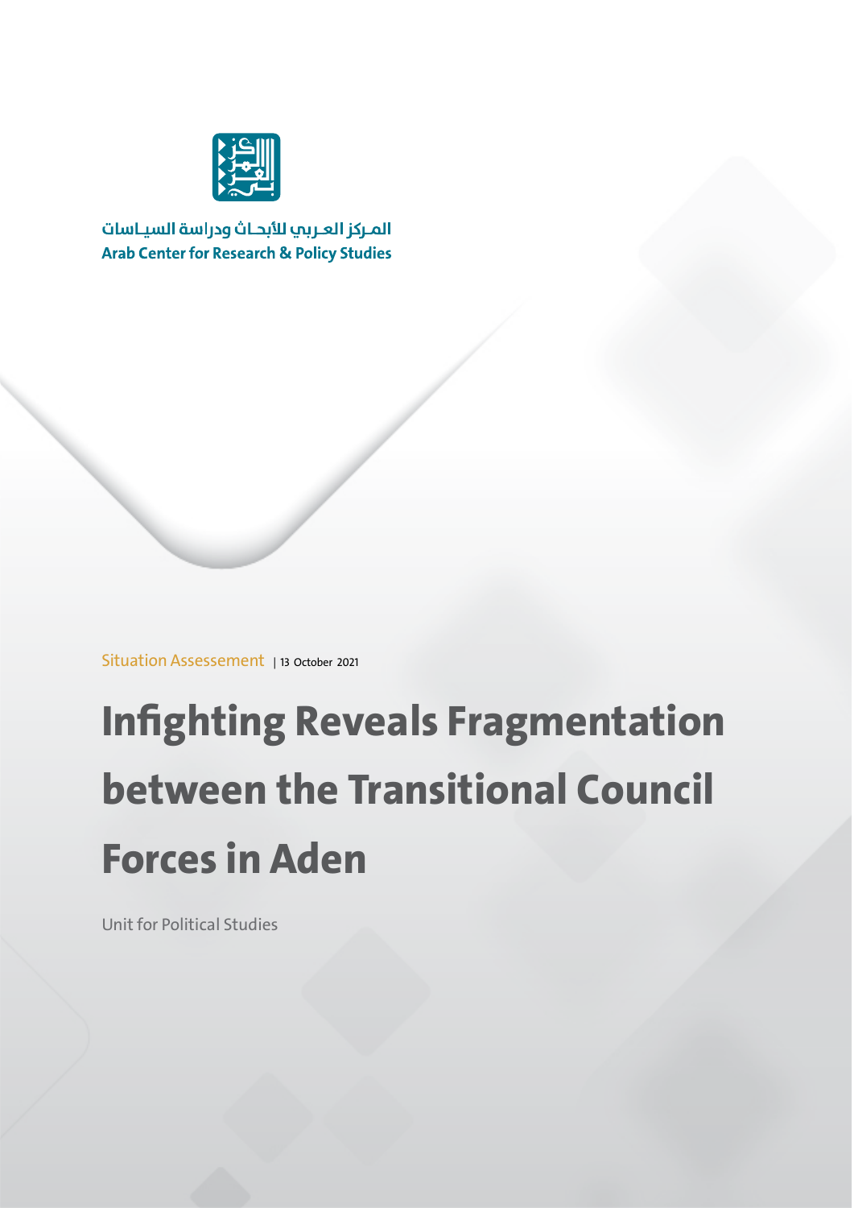المـركز العـربي للأبحـاث ودراسة السيـاسات

Arab Center for Research & Policy Studies

Situation Assessement | 13 October 2021

# Infighting Reveals Fragmentation between the Transitional Council Forces in Aden

Unit for Political Studies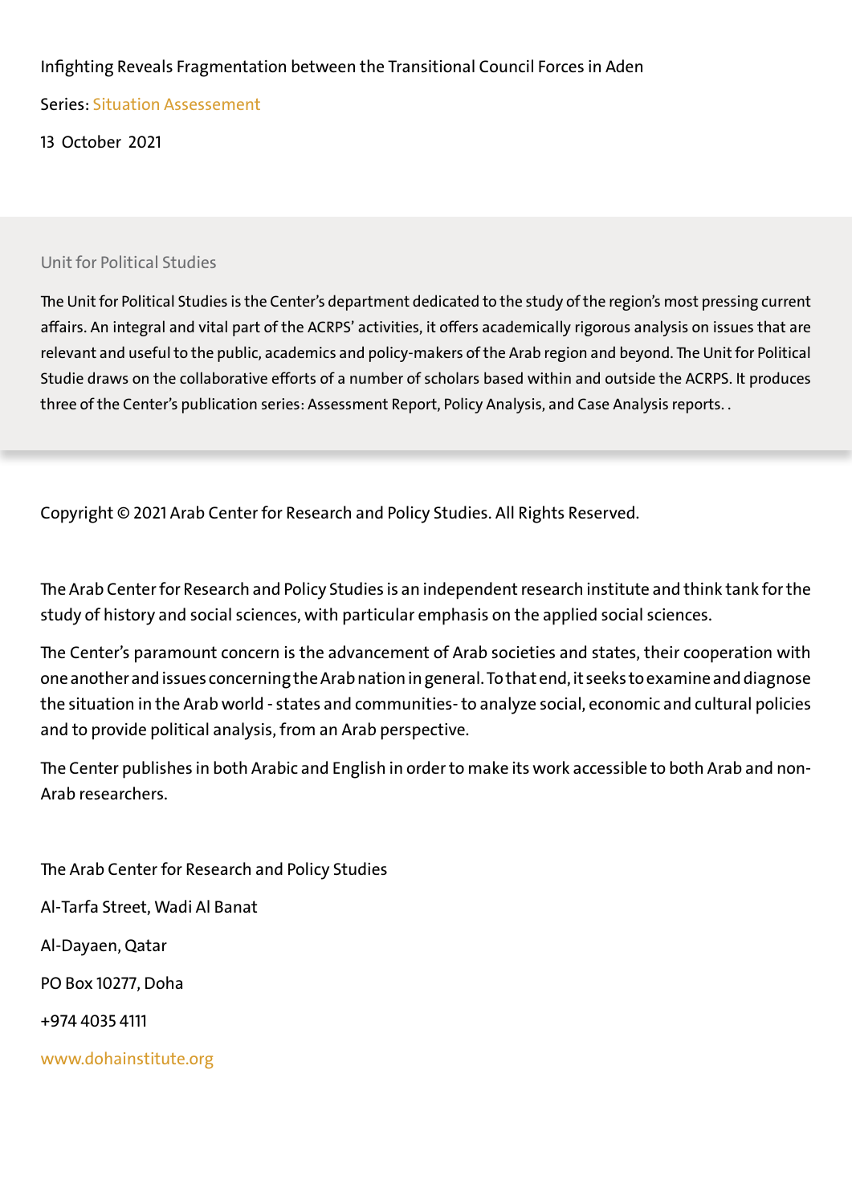Infighting Reveals Fragmentation between the Transitional Council Forces in Aden

Series: Situation Assessement

13 October 2021

Unit for Political Studies

The Unit for Political Studies is the Center's department dedicated to the study of the region's most pressing current affairs. An integral and vital part of the ACRPS' activities, it offers academically rigorous analysis on issues that are relevant and useful to the public, academics and policy-makers of the Arab region and beyond. The Unit for Political Studie draws on the collaborative efforts of a number of scholars based within and outside the ACRPS. It produces three of the Center's publication series: Assessment Report, Policy Analysis, and Case Analysis reports. .

Copyright © 2021 Arab Center for Research and Policy Studies. All Rights Reserved.

The Arab Center for Research and Policy Studies is an independent research institute and think tank for the study of history and social sciences, with particular emphasis on the applied social sciences.

The Center's paramount concern is the advancement of Arab societies and states, their cooperation with one another and issues concerning the Arab nation in general. To that end, it seeks to examine and diagnose the situation in the Arab world - states and communities- to analyze social, economic and cultural policies and to provide political analysis, from an Arab perspective.

The Center publishes in both Arabic and English in order to make its work accessible to both Arab and non-Arab researchers.

The Arab Center for Research and Policy Studies

Al-Tarfa Street, Wadi Al Banat

Al-Dayaen, Qatar

PO Box 10277, Doha

+974 4035 4111

www.dohainstitute.org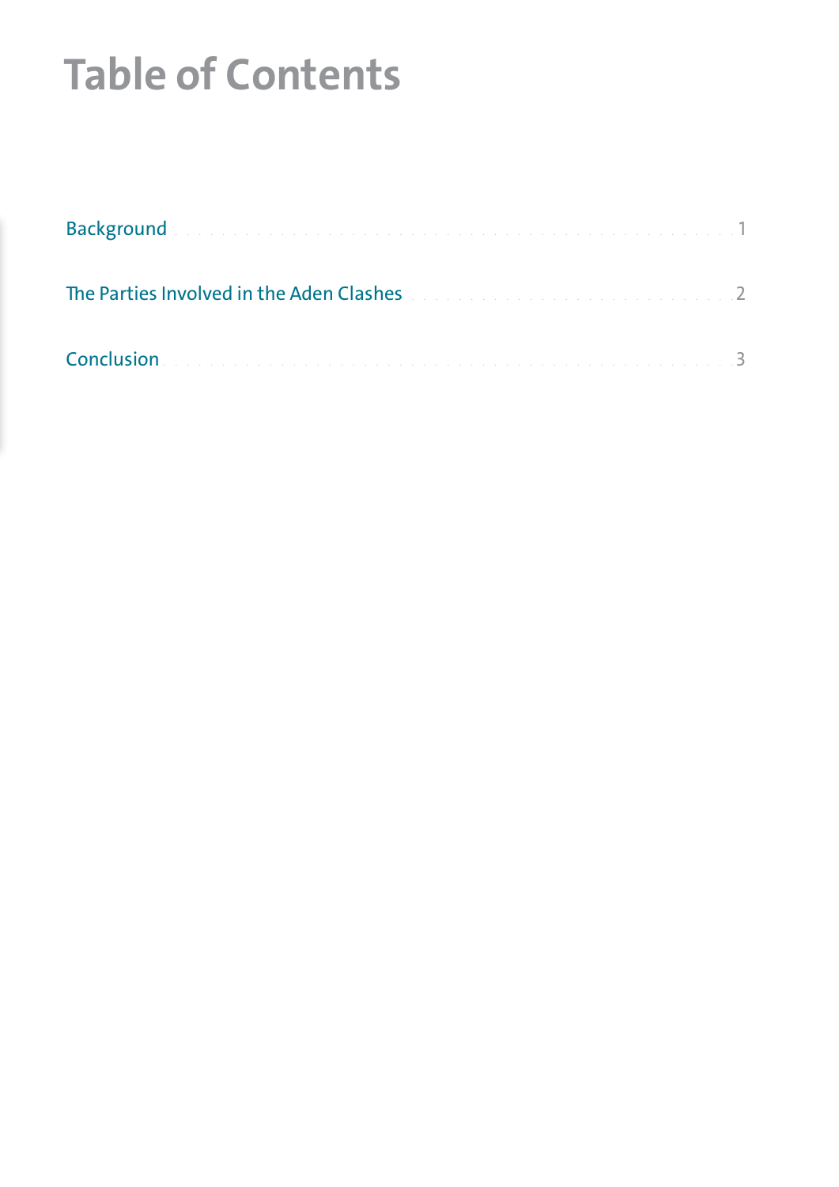# Table of Contents

Background . . . . . . . . . . . . . . . . . . . . . . . . . . . . . . . . . . . . . . . . . . . . . . 1

The Parties Involved in the Aden Clashes . . . . . . . . . . . . . . . . . . . . . . . . . . . 2

Conclusion . . . . . . . . . . . . . . . . . . . . . . . . . . . . . . . . . . . . . . . . . . . . . . 3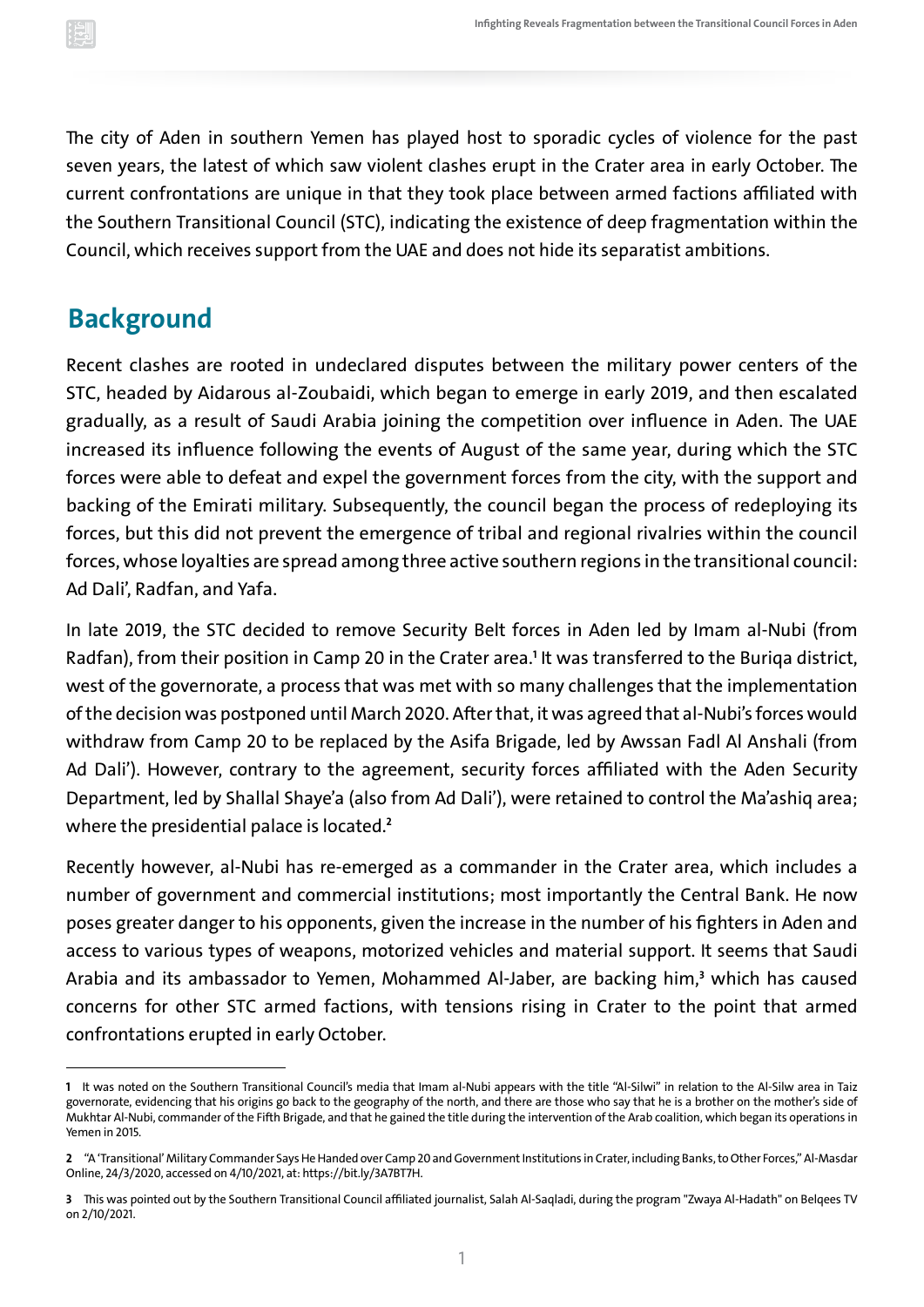The city of Aden in southern Yemen has played host to sporadic cycles of violence for the past seven years, the latest of which saw violent clashes erupt in the Crater area in early October. The current confrontations are unique in that they took place between armed factions affiliated with the Southern Transitional Council (STC), indicating the existence of deep fragmentation within the Council, which receives support from the UAE and does not hide its separatist ambitions.

## Background

Recent clashes are rooted in undeclared disputes between the military power centers of the STC, headed by Aidarous al-Zoubaidi, which began to emerge in early 2019, and then escalated gradually, as a result of Saudi Arabia joining the competition over influence in Aden. The UAE increased its influence following the events of August of the same year, during which the STC forces were able to defeat and expel the government forces from the city, with the support and backing of the Emirati military. Subsequently, the council began the process of redeploying its forces, but this did not prevent the emergence of tribal and regional rivalries within the council forces, whose loyalties are spread among three active southern regions in the transitional council: Ad Dali', Radfan, and Yafa.

In late 2019, the STC decided to remove Security Belt forces in Aden led by Imam al-Nubi (from Radfan), from their position in Camp 20 in the Crater area.[1] It was transferred to the Buriqa district, west of the governorate, a process that was met with so many challenges that the implementation of the decision was postponed until March 2020. After that, it was agreed that al-Nubi's forces would withdraw from Camp 20 to be replaced by the Asifa Brigade, led by Awssan Fadl Al Anshali (from Ad Dali'). However, contrary to the agreement, security forces affiliated with the Aden Security Department, led by Shallal Shaye'a (also from Ad Dali'), were retained to control the Ma'ashiq area; where the presidential palace is located.[2]

Recently however, al-Nubi has re-emerged as a commander in the Crater area, which includes a number of government and commercial institutions; most importantly the Central Bank. He now poses greater danger to his opponents, given the increase in the number of his fighters in Aden and access to various types of weapons, motorized vehicles and material support. It seems that Saudi Arabia and its ambassador to Yemen, Mohammed Al-Jaber, are backing him,[3] which has caused concerns for other STC armed factions, with tensions rising in Crater to the point that armed confrontations erupted in early October.

---

1 It was noted on the Southern Transitional Council's media that Imam al-Nubi appears with the title "Al-Silwi" in relation to the Al-Silw area in Taiz governorate, evidencing that his origins go back to the geography of the north, and there are those who say that he is a brother on the mother's side of Mukhtar Al-Nubi, commander of the Fifth Brigade, and that he gained the title during the intervention of the Arab coalition, which began its operations in Yemen in 2015.

2 "A 'Transitional' Military Commander Says He Handed over Camp 20 and Government Institutions in Crater, including Banks, to Other Forces," Al-Masdar Online, 24/3/2020, accessed on 4/10/2021, at: https://bit.ly/3A7BT7H.

3 This was pointed out by the Southern Transitional Council affiliated journalist, Salah Al-Saqladi, during the program "Zwaya Al-Hadath" on Belqees TV on 2/10/2021.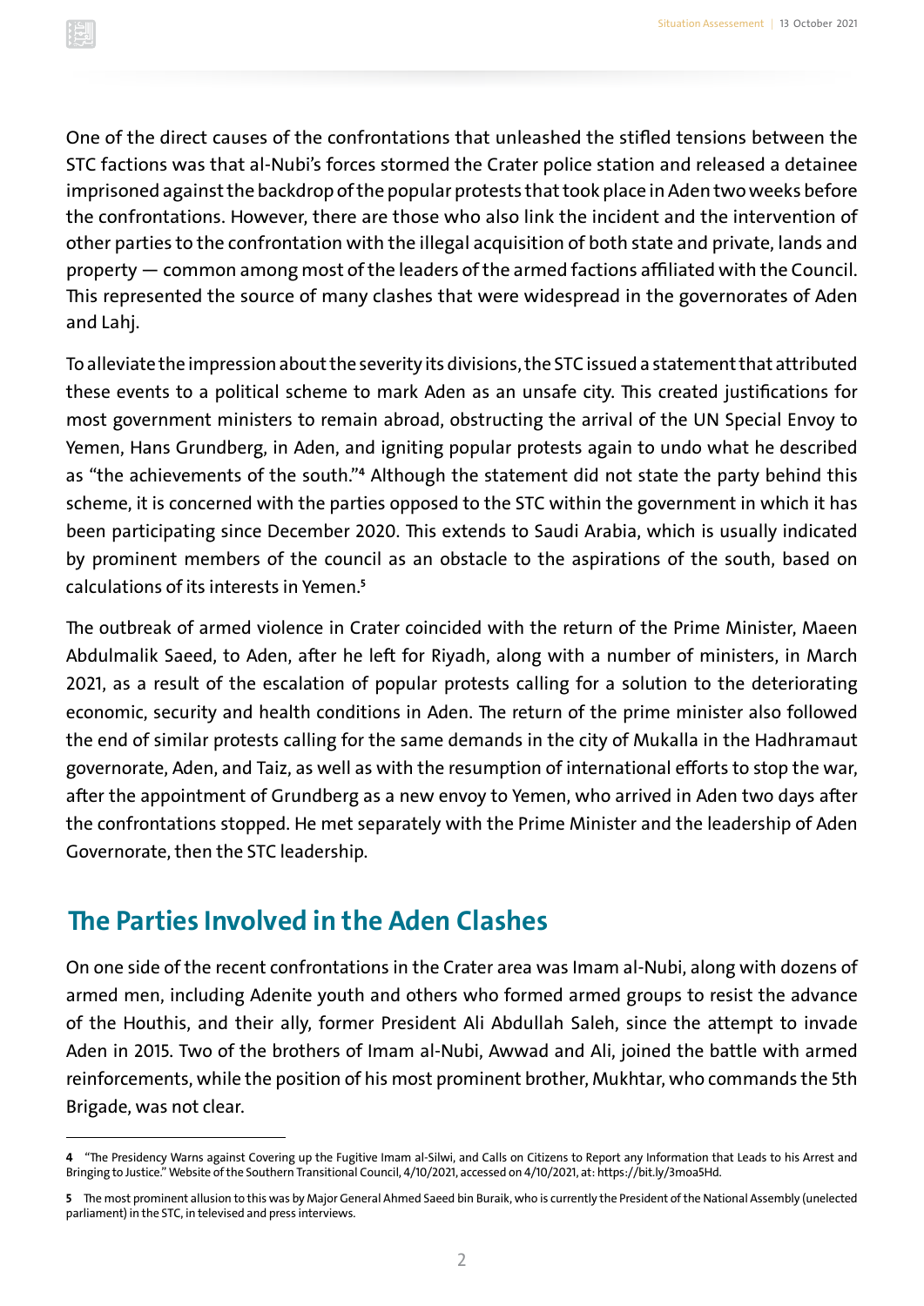One of the direct causes of the confrontations that unleashed the stifled tensions between the STC factions was that al-Nubi's forces stormed the Crater police station and released a detainee imprisoned against the backdrop of the popular protests that took place in Aden two weeks before the confrontations. However, there are those who also link the incident and the intervention of other parties to the confrontation with the illegal acquisition of both state and private, lands and property — common among most of the leaders of the armed factions affiliated with the Council. This represented the source of many clashes that were widespread in the governorates of Aden and Lahj.

To alleviate the impression about the severity its divisions, the STC issued a statement that attributed these events to a political scheme to mark Aden as an unsafe city. This created justifications for most government ministers to remain abroad, obstructing the arrival of the UN Special Envoy to Yemen, Hans Grundberg, in Aden, and igniting popular protests again to undo what he described as "the achievements of the south."[4] Although the statement did not state the party behind this scheme, it is concerned with the parties opposed to the STC within the government in which it has been participating since December 2020. This extends to Saudi Arabia, which is usually indicated by prominent members of the council as an obstacle to the aspirations of the south, based on calculations of its interests in Yemen.[5]

The outbreak of armed violence in Crater coincided with the return of the Prime Minister, Maeen Abdulmalik Saeed, to Aden, after he left for Riyadh, along with a number of ministers, in March 2021, as a result of the escalation of popular protests calling for a solution to the deteriorating economic, security and health conditions in Aden. The return of the prime minister also followed the end of similar protests calling for the same demands in the city of Mukalla in the Hadhramaut governorate, Aden, and Taiz, as well as with the resumption of international efforts to stop the war, after the appointment of Grundberg as a new envoy to Yemen, who arrived in Aden two days after the confrontations stopped. He met separately with the Prime Minister and the leadership of Aden Governorate, then the STC leadership.

## The Parties Involved in the Aden Clashes

On one side of the recent confrontations in the Crater area was Imam al-Nubi, along with dozens of armed men, including Adenite youth and others who formed armed groups to resist the advance of the Houthis, and their ally, former President Ali Abdullah Saleh, since the attempt to invade Aden in 2015. Two of the brothers of Imam al-Nubi, Awwad and Ali, joined the battle with armed reinforcements, while the position of his most prominent brother, Mukhtar, who commands the 5th Brigade, was not clear.

---

[4] "The Presidency Warns against Covering up the Fugitive Imam al-Silwi, and Calls on Citizens to Report any Information that Leads to his Arrest and Bringing to Justice." Website of the Southern Transitional Council, 4/10/2021, accessed on 4/10/2021, at: https://bit.ly/3moa5Hd.

[5] The most prominent allusion to this was by Major General Ahmed Saeed bin Buraik, who is currently the President of the National Assembly (unelected parliament) in the STC, in televised and press interviews.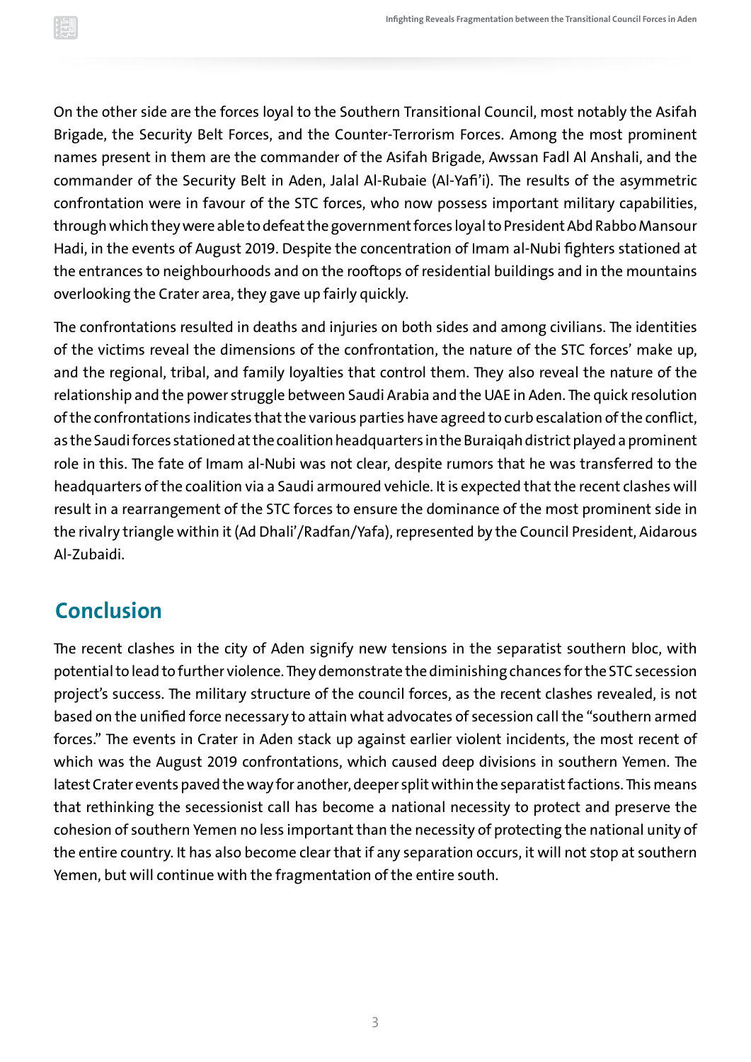On the other side are the forces loyal to the Southern Transitional Council, most notably the Asifah Brigade, the Security Belt Forces, and the Counter-Terrorism Forces. Among the most prominent names present in them are the commander of the Asifah Brigade, Awssan Fadl Al Anshali, and the commander of the Security Belt in Aden, Jalal Al-Rubaie (Al-Yafi'i). The results of the asymmetric confrontation were in favour of the STC forces, who now possess important military capabilities, through which they were able to defeat the government forces loyal to President Abd Rabbo Mansour Hadi, in the events of August 2019. Despite the concentration of Imam al-Nubi fighters stationed at the entrances to neighbourhoods and on the rooftops of residential buildings and in the mountains overlooking the Crater area, they gave up fairly quickly.

The confrontations resulted in deaths and injuries on both sides and among civilians. The identities of the victims reveal the dimensions of the confrontation, the nature of the STC forces' make up, and the regional, tribal, and family loyalties that control them. They also reveal the nature of the relationship and the power struggle between Saudi Arabia and the UAE in Aden. The quick resolution of the confrontations indicates that the various parties have agreed to curb escalation of the conflict, as the Saudi forces stationed at the coalition headquarters in the Buraiqah district played a prominent role in this. The fate of Imam al-Nubi was not clear, despite rumors that he was transferred to the headquarters of the coalition via a Saudi armoured vehicle. It is expected that the recent clashes will result in a rearrangement of the STC forces to ensure the dominance of the most prominent side in the rivalry triangle within it (Ad Dhali'/Radfan/Yafa), represented by the Council President, Aidarous Al-Zubaidi.

## Conclusion

The recent clashes in the city of Aden signify new tensions in the separatist southern bloc, with potential to lead to further violence. They demonstrate the diminishing chances for the STC secession project's success. The military structure of the council forces, as the recent clashes revealed, is not based on the unified force necessary to attain what advocates of secession call the "southern armed forces." The events in Crater in Aden stack up against earlier violent incidents, the most recent of which was the August 2019 confrontations, which caused deep divisions in southern Yemen. The latest Crater events paved the way for another, deeper split within the separatist factions. This means that rethinking the secessionist call has become a national necessity to protect and preserve the cohesion of southern Yemen no less important than the necessity of protecting the national unity of the entire country. It has also become clear that if any separation occurs, it will not stop at southern Yemen, but will continue with the fragmentation of the entire south.